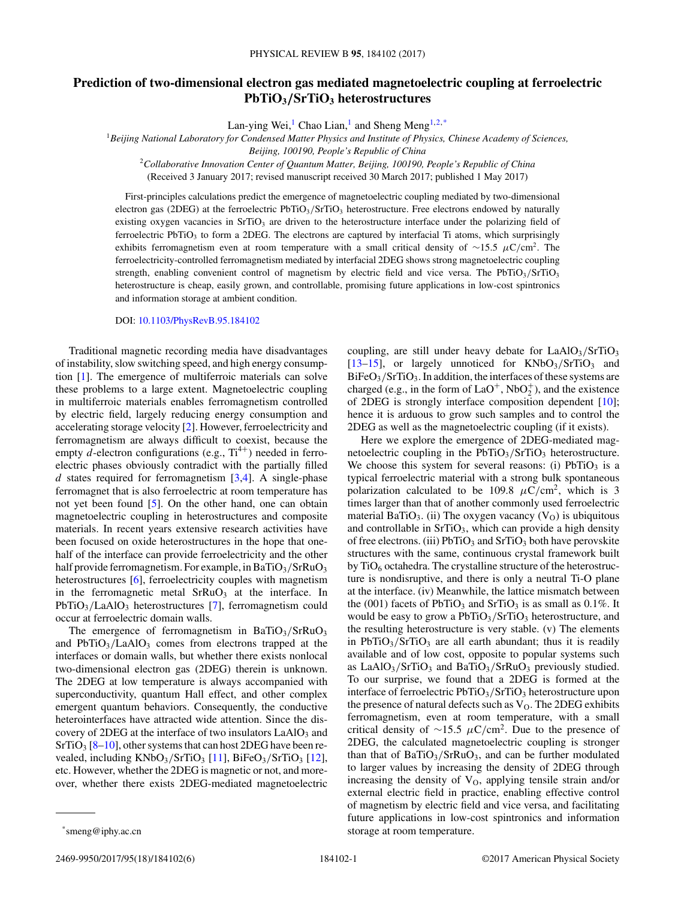# Prediction of two-dimensional electron gas mediated magnetoelectric coupling at ferroelectric $PbTiO_3/SrTiO_3$ heterostructures

Lan-ying Wei,[1] Chao Lian,[1] and Sheng Meng[1,2,*]

[1]*Beijing National Laboratory for Condensed Matter Physics and Institute of Physics, Chinese Academy of Sciences, Beijing, 100190, People's Republic of China*

[2]*Collaborative Innovation Center of Quantum Matter, Beijing, 100190, People's Republic of China*

(Received 3 January 2017; revised manuscript received 30 March 2017; published 1 May 2017)

First-principles calculations predict the emergence of magnetoelectric coupling mediated by two-dimensional electron gas (2DEG) at the ferroelectric $PbTiO_3/SrTiO_3$ heterostructure. Free electrons endowed by naturally existing oxygen vacancies in $SrTiO_3$ are driven to the heterostructure interface under the polarizing field of ferroelectric $PbTiO_3$ to form a 2DEG. The electrons are captured by interfacial Ti atoms, which surprisingly exhibits ferromagnetism even at room temperature with a small critical density of $\sim$15.5 $\mu C/cm^2$. The ferroelectricity-controlled ferromagnetism mediated by interfacial 2DEG shows strong magnetoelectric coupling strength, enabling convenient control of magnetism by electric field and vice versa. The $PbTiO_3/SrTiO_3$ heterostructure is cheap, easily grown, and controllable, promising future applications in low-cost spintronics and information storage at ambient condition.

DOI: 10.1103/PhysRevB.95.184102

Traditional magnetic recording media have disadvantages of instability, slow switching speed, and high energy consumption [1]. The emergence of multiferroic materials can solve these problems to a large extent. Magnetoelectric coupling in multiferroic materials enables ferromagnetism controlled by electric field, largely reducing energy consumption and accelerating storage velocity [2]. However, ferroelectricity and ferromagnetism are always difficult to coexist, because the empty $d$-electron configurations (e.g., $Ti^{4+}$) needed in ferroelectric phases obviously contradict with the partially filled $d$ states required for ferromagnetism [3,4]. A single-phase ferromagnet that is also ferroelectric at room temperature has not yet been found [5]. On the other hand, one can obtain magnetoelectric coupling in heterostructures and composite materials. In recent years extensive research activities have been focused on oxide heterostructures in the hope that one-half of the interface can provide ferroelectricity and the other half provide ferromagnetism. For example, in $BaTiO_3/SrRuO_3$ heterostructures [6], ferroelectricity couples with magnetism in the ferromagnetic metal $SrRuO_3$ at the interface. In $PbTiO_3/LaAlO_3$ heterostructures [7], ferromagnetism could occur at ferroelectric domain walls.

The emergence of ferromagnetism in $BaTiO_3/SrRuO_3$ and $PbTiO_3/LaAlO_3$ comes from electrons trapped at the interfaces or domain walls, but whether there exists nonlocal two-dimensional electron gas (2DEG) therein is unknown. The 2DEG at low temperature is always accompanied with superconductivity, quantum Hall effect, and other complex emergent quantum behaviors. Consequently, the conductive heterointerfaces have attracted wide attention. Since the discovery of 2DEG at the interface of two insulators $LaAlO_3$ and $SrTiO_3$ [8–10], other systems that can host 2DEG have been revealed, including $KNbO_3/SrTiO_3$ [11], $BiFeO_3/SrTiO_3$ [12], etc. However, whether the 2DEG is magnetic or not, and moreover, whether there exists 2DEG-mediated magnetoelectric coupling, are still under heavy debate for $LaAlO_3/SrTiO_3$ [13–15], or largely unnoticed for $KNbO_3/SrTiO_3$ and $BiFeO_3/SrTiO_3$. In addition, the interfaces of these systems are charged (e.g., in the form of $LaO^+$, $NbO_2^+$), and the existence of 2DEG is strongly interface composition dependent [10]; hence it is arduous to grow such samples and to control the 2DEG as well as the magnetoelectric coupling (if it exists).

Here we explore the emergence of 2DEG-mediated magnetoelectric coupling in the $PbTiO_3/SrTiO_3$ heterostructure. We choose this system for several reasons: (i) $PbTiO_3$ is a typical ferroelectric material with a strong bulk spontaneous polarization calculated to be 109.8 $\mu C/cm^2$, which is 3 times larger than that of another commonly used ferroelectric material $BaTiO_3$. (ii) The oxygen vacancy ($V_O$) is ubiquitous and controllable in $SrTiO_3$, which can provide a high density of free electrons. (iii) $PbTiO_3$ and $SrTiO_3$ both have perovskite structures with the same, continuous crystal framework built by $TiO_6$ octahedra. The crystalline structure of the heterostructure is nondisruptive, and there is only a neutral Ti-O plane at the interface. (iv) Meanwhile, the lattice mismatch between the (001) facets of $PbTiO_3$ and $SrTiO_3$ is as small as 0.1%. It would be easy to grow a $PbTiO_3/SrTiO_3$ heterostructure, and the resulting heterostructure is very stable. (v) The elements in $PbTiO_3/SrTiO_3$ are all earth abundant; thus it is readily available and of low cost, opposite to popular systems such as $LaAlO_3/SrTiO_3$ and $BaTiO_3/SrRuO_3$ previously studied. To our surprise, we found that a 2DEG is formed at the interface of ferroelectric $PbTiO_3/SrTiO_3$ heterostructure upon the presence of natural defects such as $V_O$. The 2DEG exhibits ferromagnetism, even at room temperature, with a small critical density of $\sim$15.5 $\mu C/cm^2$. Due to the presence of 2DEG, the calculated magnetoelectric coupling is stronger than that of $BaTiO_3/SrRuO_3$, and can be further modulated to larger values by increasing the density of 2DEG through increasing the density of $V_O$, applying tensile strain and/or external electric field in practice, enabling effective control of magnetism by electric field and vice versa, and facilitating future applications in low-cost spintronics and information storage at room temperature.

*smeng@iphy.ac.cn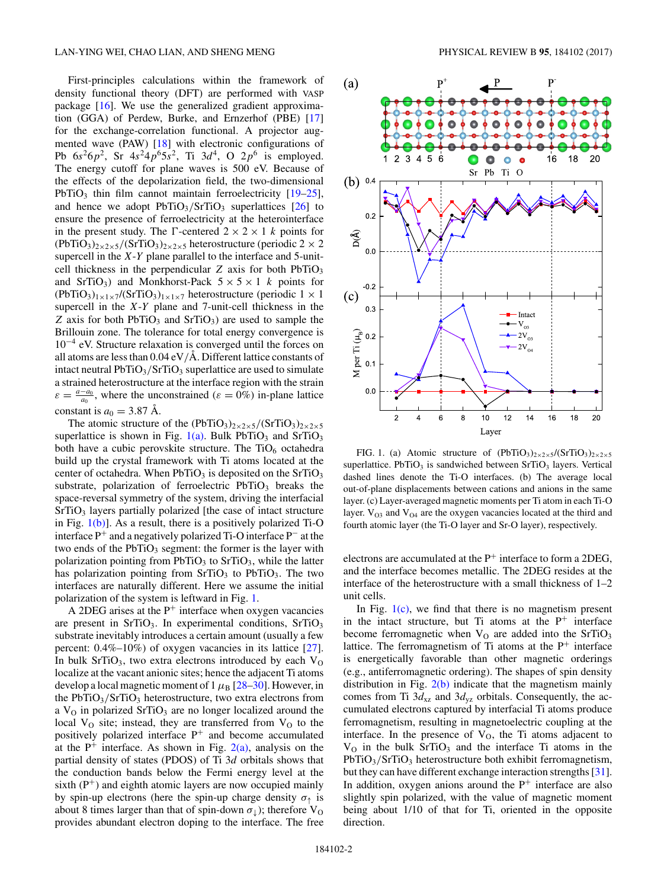First-principles calculations within the framework of density functional theory (DFT) are performed with VASP package [16]. We use the generalized gradient approximation (GGA) of Perdew, Burke, and Ernzerhof (PBE) [17] for the exchange-correlation functional. A projector augmented wave (PAW) [18] with electronic configurations of Pb $6s^26p^2$, Sr $4s^24p^65s^2$, Ti $3d^4$, O $2p^6$ is employed. The energy cutoff for plane waves is 500 eV. Because of the effects of the depolarization field, the two-dimensional $PbTiO_3$ thin film cannot maintain ferroelectricity [19–25], and hence we adopt $PbTiO_3/SrTiO_3$ superlattices [26] to ensure the presence of ferroelectricity at the heterointerface in the present study. The Γ-centered $2 \times 2 \times 1$ $k$ points for $(PbTiO_3)_{2\times2\times5}/(SrTiO_3)_{2\times2\times5}$ heterostructure (periodic $2 \times 2$ supercell in the $X$-$Y$ plane parallel to the interface and 5-unit-cell thickness in the perpendicular $Z$ axis for both $PbTiO_3$ and $SrTiO_3$) and Monkhorst-Pack $5 \times 5 \times 1$ $k$ points for $(PbTiO_3)_{1\times1\times7}/(SrTiO_3)_{1\times1\times7}$ heterostructure (periodic $1 \times 1$ supercell in the $X$-$Y$ plane and 7-unit-cell thickness in the $Z$ axis for both $PbTiO_3$ and $SrTiO_3$) are used to sample the Brillouin zone. The tolerance for total energy convergence is $10^{-4}$ eV. Structure relaxation is converged until the forces on all atoms are less than 0.04 eV/Å. Different lattice constants of intact neutral $PbTiO_3/SrTiO_3$ superlattice are used to simulate a strained heterostructure at the interface region with the strain $\varepsilon = \frac{a-a_0}{a_0}$, where the unconstrained ($\varepsilon = 0\%$) in-plane lattice constant is $a_0 = 3.87$ Å.

The atomic structure of the $(PbTiO_3)_{2\times2\times5}/(SrTiO_3)_{2\times2\times5}$ superlattice is shown in Fig. 1(a). Bulk $PbTiO_3$ and $SrTiO_3$ both have a cubic perovskite structure. The $TiO_6$ octahedra build up the crystal framework with Ti atoms located at the center of octahedra. When $PbTiO_3$ is deposited on the $SrTiO_3$ substrate, polarization of ferroelectric $PbTiO_3$ breaks the space-reversal symmetry of the system, driving the interfacial $SrTiO_3$ layers partially polarized [the case of intact structure in Fig. 1(b)]. As a result, there is a positively polarized Ti-O interface $P^+$ and a negatively polarized Ti-O interface $P^-$ at the two ends of the $PbTiO_3$ segment: the former is the layer with polarization pointing from $PbTiO_3$ to $SrTiO_3$, while the latter has polarization pointing from $SrTiO_3$ to $PbTiO_3$. The two interfaces are naturally different. Here we assume the initial polarization of the system is leftward in Fig. 1.

A 2DEG arises at the $P^+$ interface when oxygen vacancies are present in $SrTiO_3$. In experimental conditions, $SrTiO_3$ substrate inevitably introduces a certain amount (usually a few percent: 0.4%–10%) of oxygen vacancies in its lattice [27]. In bulk $SrTiO_3$, two extra electrons introduced by each $V_O$ localize at the vacant anionic sites; hence the adjacent Ti atoms develop a local magnetic moment of 1 $\mu_B$ [28–30]. However, in the $PbTiO_3/SrTiO_3$ heterostructure, two extra electrons from a $V_O$ in polarized $SrTiO_3$ are no longer localized around the local $V_O$ site; instead, they are transferred from $V_O$ to the positively polarized interface $P^+$ and become accumulated at the $P^+$ interface. As shown in Fig. 2(a), analysis on the partial density of states (PDOS) of Ti $3d$ orbitals shows that the conduction bands below the Fermi energy level at the sixth ($P^+$) and eighth atomic layers are now occupied mainly by spin-up electrons (here the spin-up charge density $\sigma_\uparrow$ is about 8 times larger than that of spin-down $\sigma_\downarrow$); therefore $V_O$ provides abundant electron doping to the interface. The free electrons are accumulated at the $P^+$ interface to form a 2DEG, and the interface becomes metallic. The 2DEG resides at the interface of the heterostructure with a small thickness of 1–2 unit cells.

FIG. 1. (a) Atomic structure of $(PbTiO_3)_{2\times2\times5}/(SrTiO_3)_{2\times2\times5}$ superlattice. $PbTiO_3$ is sandwiched between $SrTiO_3$ layers. Vertical dashed lines denote the Ti-O interfaces. (b) The average local out-of-plane displacements between cations and anions in the same layer. (c) Layer-averaged magnetic moments per Ti atom in each Ti-O layer. $V_{O3}$ and $V_{O4}$ are the oxygen vacancies located at the third and fourth atomic layer (the Ti-O layer and Sr-O layer), respectively.

In Fig. 1(c), we find that there is no magnetism present in the intact structure, but Ti atoms at the $P^+$ interface become ferromagnetic when $V_O$ are added into the $SrTiO_3$ lattice. The ferromagnetism of Ti atoms at the $P^+$ interface is energetically favorable than other magnetic orderings (e.g., antiferromagnetic ordering). The shapes of spin density distribution in Fig. 2(b) indicate that the magnetism mainly comes from Ti $3d_{xz}$ and $3d_{yz}$ orbitals. Consequently, the accumulated electrons captured by interfacial Ti atoms produce ferromagnetism, resulting in magnetoelectric coupling at the interface. In the presence of $V_O$, the Ti atoms adjacent to $V_O$ in the bulk $SrTiO_3$ and the interface Ti atoms in the $PbTiO_3/SrTiO_3$ heterostructure both exhibit ferromagnetism, but they can have different exchange interaction strengths [31]. In addition, oxygen anions around the $P^+$ interface are also slightly spin polarized, with the value of magnetic moment being about 1/10 of that for Ti, oriented in the opposite direction.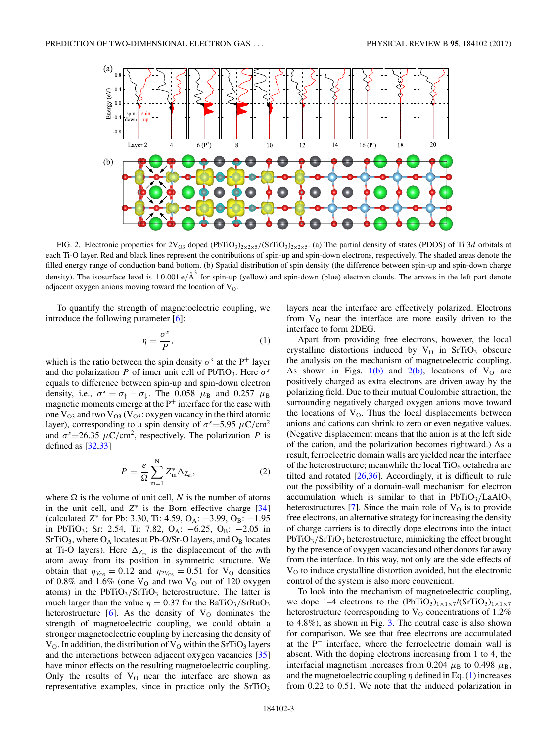FIG. 2. Electronic properties for $2V_{O3}$ doped $(PbTiO_3)_{2\times2\times5}/(SrTiO_3)_{2\times2\times5}$. (a) The partial density of states (PDOS) of Ti 3$d$ orbitals at each Ti-O layer. Red and black lines represent the contributions of spin-up and spin-down electrons, respectively. The shaded areas denote the filled energy range of conduction band bottom. (b) Spatial distribution of spin density (the difference between spin-up and spin-down charge density). The isosurface level is $\pm0.001$ e/Å$^3$ for spin-up (yellow) and spin-down (blue) electron clouds. The arrows in the left part denote adjacent oxygen anions moving toward the location of $V_O$.

To quantify the strength of magnetoelectric coupling, we introduce the following parameter [6]:

$$\eta = \frac{\sigma^s}{P}, \tag{1}$$

which is the ratio between the spin density $\sigma^s$ at the $P^+$ layer and the polarization $P$ of inner unit cell of $PbTiO_3$. Here $\sigma^s$ equals to difference between spin-up and spin-down electron density, i.e., $\sigma^s = \sigma_\uparrow - \sigma_\downarrow$. The 0.058 $\mu_B$ and 0.257 $\mu_B$ magnetic moments emerge at the $P^+$ interface for the case with one $V_{O3}$ and two $V_{O3}$ ($V_{O3}$: oxygen vacancy in the third atomic layer), corresponding to a spin density of $\sigma^s$=5.95 $\mu$C/cm$^2$ and $\sigma^s$=26.35 $\mu$C/cm$^2$, respectively. The polarization $P$ is defined as [32,33]

$$P = \frac{e}{\Omega}\sum_{m=1}^{N} Z_m^* \Delta_{Z_m}, \tag{2}$$

where $\Omega$ is the volume of unit cell, $N$ is the number of atoms in the unit cell, and $Z^*$ is the Born effective charge [34] (calculated $Z^*$ for Pb: 3.30, Ti: 4.59, $O_A$: $-3.99$, $O_B$: $-1.95$ in $PbTiO_3$; Sr: 2.54, Ti: 7.82, $O_A$: $-6.25$, $O_B$: $-2.05$ in $SrTiO_3$, where $O_A$ locates at Pb-O/Sr-O layers, and $O_B$ locates at Ti-O layers). Here $\Delta_{Z_m}$ is the displacement of the $m$th atom away from its position in symmetric structure. We obtain that $\eta_{V_{O3}} = 0.12$ and $\eta_{2V_{O3}} = 0.51$ for $V_O$ densities of 0.8% and 1.6% (one $V_O$ and two $V_O$ out of 120 oxygen atoms) in the $PbTiO_3/SrTiO_3$ heterostructure. The latter is much larger than the value $\eta = 0.37$ for the $BaTiO_3/SrRuO_3$ heterostructure [6]. As the density of $V_O$ dominates the strength of magnetoelectric coupling, we could obtain a stronger magnetoelectric coupling by increasing the density of $V_O$. In addition, the distribution of $V_O$ within the $SrTiO_3$ layers and the interactions between adjacent oxygen vacancies [35] have minor effects on the resulting magnetoelectric coupling. Only the results of $V_O$ near the interface are shown as representative examples, since in practice only the $SrTiO_3$ layers near the interface are effectively polarized. Electrons from $V_O$ near the interface are more easily driven to the interface to form 2DEG.

Apart from providing free electrons, however, the local crystalline distortions induced by $V_O$ in $SrTiO_3$ obscure the analysis on the mechanism of magnetoelectric coupling. As shown in Figs. 1(b) and 2(b), locations of $V_O$ are positively charged as extra electrons are driven away by the polarizing field. Due to their mutual Coulombic attraction, the surrounding negatively charged oxygen anions move toward the locations of $V_O$. Thus the local displacements between anions and cations can shrink to zero or even negative values. (Negative displacement means that the anion is at the left side of the cation, and the polarization becomes rightward.) As a result, ferroelectric domain walls are yielded near the interface of the heterostructure; meanwhile the local $TiO_6$ octahedra are tilted and rotated [26,36]. Accordingly, it is difficult to rule out the possibility of a domain-wall mechanism for electron accumulation which is similar to that in $PbTiO_3/LaAlO_3$ heterostructures [7]. Since the main role of $V_O$ is to provide free electrons, an alternative strategy for increasing the density of charge carriers is to directly dope electrons into the intact $PbTiO_3/SrTiO_3$ heterostructure, mimicking the effect brought by the presence of oxygen vacancies and other donors far away from the interface. In this way, not only are the side effects of $V_O$ to induce crystalline distortion avoided, but the electronic control of the system is also more convenient.

To look into the mechanism of magnetoelectric coupling, we dope 1–4 electrons to the $(PbTiO_3)_{1\times1\times7}/(SrTiO_3)_{1\times1\times7}$ heterostructure (corresponding to $V_O$ concentrations of 1.2% to 4.8%), as shown in Fig. 3. The neutral case is also shown for comparison. We see that free electrons are accumulated at the $P^+$ interface, where the ferroelectric domain wall is absent. With the doping electrons increasing from 1 to 4, the interfacial magnetism increases from 0.204 $\mu_B$ to 0.498 $\mu_B$, and the magnetoelectric coupling $\eta$ defined in Eq. (1) increases from 0.22 to 0.51. We note that the induced polarization in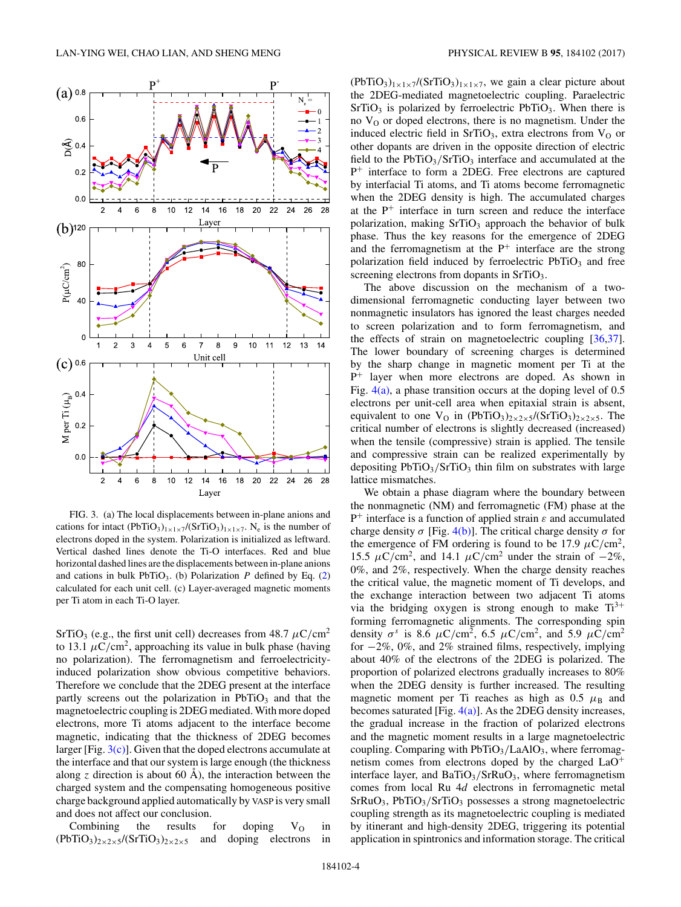FIG. 3. (a) The local displacements between in-plane anions and cations for intact $(PbTiO_3)_{1\times1\times7}/(SrTiO_3)_{1\times1\times7}$. $N_e$ is the number of electrons doped in the system. Polarization is initialized as leftward. Vertical dashed lines denote the Ti-O interfaces. Red and blue horizontal dashed lines are the displacements between in-plane anions and cations in bulk $PbTiO_3$. (b) Polarization $P$ defined by Eq. (2) calculated for each unit cell. (c) Layer-averaged magnetic moments per Ti atom in each Ti-O layer.

$SrTiO_3$ (e.g., the first unit cell) decreases from 48.7 $\mu C/cm^2$ to 13.1 $\mu C/cm^2$, approaching its value in bulk phase (having no polarization). The ferromagnetism and ferroelectricity-induced polarization show obvious competitive behaviors. Therefore we conclude that the 2DEG present at the interface partly screens out the polarization in $PbTiO_3$ and that the magnetoelectric coupling is 2DEG mediated. With more doped electrons, more Ti atoms adjacent to the interface become magnetic, indicating that the thickness of 2DEG becomes larger [Fig. 3(c)]. Given that the doped electrons accumulate at the interface and that our system is large enough (the thickness along $z$ direction is about 60 Å), the interaction between the charged system and the compensating homogeneous positive charge background applied automatically by VASP is very small and does not affect our conclusion.

Combining the results for doping $V_O$ in $(PbTiO_3)_{2\times2\times5}/(SrTiO_3)_{2\times2\times5}$ and doping electrons in $(PbTiO_3)_{1\times1\times7}/(SrTiO_3)_{1\times1\times7}$, we gain a clear picture about the 2DEG-mediated magnetoelectric coupling. Paraelectric $SrTiO_3$ is polarized by ferroelectric $PbTiO_3$. When there is no $V_O$ or doped electrons, there is no magnetism. Under the induced electric field in $SrTiO_3$, extra electrons from $V_O$ or other dopants are driven in the opposite direction of electric field to the $PbTiO_3/SrTiO_3$ interface and accumulated at the $P^+$ interface to form a 2DEG. Free electrons are captured by interfacial Ti atoms, and Ti atoms become ferromagnetic when the 2DEG density is high. The accumulated charges at the $P^+$ interface in turn screen and reduce the interface polarization, making $SrTiO_3$ approach the behavior of bulk phase. Thus the key reasons for the emergence of 2DEG and the ferromagnetism at the $P^+$ interface are the strong polarization field induced by ferroelectric $PbTiO_3$ and free screening electrons from dopants in $SrTiO_3$.

The above discussion on the mechanism of a two-dimensional ferromagnetic conducting layer between two nonmagnetic insulators has ignored the least charges needed to screen polarization and to form ferromagnetism, and the effects of strain on magnetoelectric coupling [36,37]. The lower boundary of screening charges is determined by the sharp change in magnetic moment per Ti at the $P^+$ layer when more electrons are doped. As shown in Fig. 4(a), a phase transition occurs at the doping level of 0.5 electrons per unit-cell area when epitaxial strain is absent, equivalent to one $V_O$ in $(PbTiO_3)_{2\times2\times5}/(SrTiO_3)_{2\times2\times5}$. The critical number of electrons is slightly decreased (increased) when the tensile (compressive) strain is applied. The tensile and compressive strain can be realized experimentally by depositing $PbTiO_3/SrTiO_3$ thin film on substrates with large lattice mismatches.

We obtain a phase diagram where the boundary between the nonmagnetic (NM) and ferromagnetic (FM) phase at the $P^+$ interface is a function of applied strain $\varepsilon$ and accumulated charge density $\sigma$ [Fig. 4(b)]. The critical charge density $\sigma$ for the emergence of FM ordering is found to be 17.9 $\mu C/cm^2$, 15.5 $\mu C/cm^2$, and 14.1 $\mu C/cm^2$ under the strain of $-2\%$, 0%, and 2%, respectively. When the charge density reaches the critical value, the magnetic moment of Ti develops, and the exchange interaction between two adjacent Ti atoms via the bridging oxygen is strong enough to make $Ti^{3+}$ forming ferromagnetic alignments. The corresponding spin density $\sigma^s$ is 8.6 $\mu C/cm^2$, 6.5 $\mu C/cm^2$, and 5.9 $\mu C/cm^2$ for $-2\%$, 0%, and 2% strained films, respectively, implying about 40% of the electrons of the 2DEG is polarized. The proportion of polarized electrons gradually increases to 80% when the 2DEG density is further increased. The resulting magnetic moment per Ti reaches as high as 0.5 $\mu_B$ and becomes saturated [Fig. 4(a)]. As the 2DEG density increases, the gradual increase in the fraction of polarized electrons and the magnetic moment results in a large magnetoelectric coupling. Comparing with $PbTiO_3/LaAlO_3$, where ferromagnetism comes from electrons doped by the charged $LaO^+$ interface layer, and $BaTiO_3/SrRuO_3$, where ferromagnetism comes from local Ru 4$d$ electrons in ferromagnetic metal $SrRuO_3$, $PbTiO_3/SrTiO_3$ possesses a strong magnetoelectric coupling strength as its magnetoelectric coupling is mediated by itinerant and high-density 2DEG, triggering its potential application in spintronics and information storage. The critical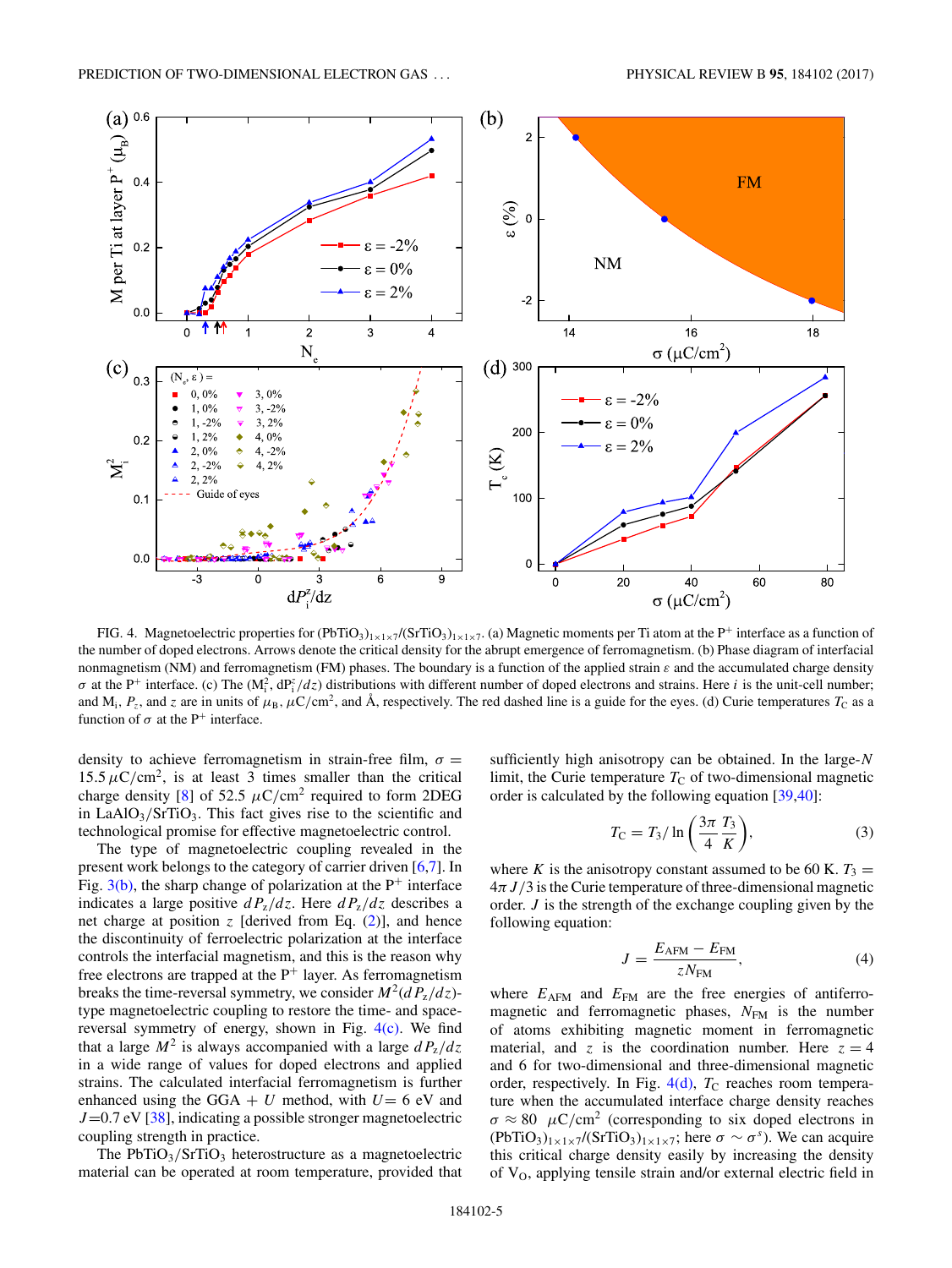FIG. 4. Magnetoelectric properties for $(PbTiO_3)_{1\times1\times7}/(SrTiO_3)_{1\times1\times7}$. (a) Magnetic moments per Ti atom at the $P^+$ interface as a function of the number of doped electrons. Arrows denote the critical density for the abrupt emergence of ferromagnetism. (b) Phase diagram of interfacial nonmagnetism (NM) and ferromagnetism (FM) phases. The boundary is a function of the applied strain $\varepsilon$ and the accumulated charge density $\sigma$ at the $P^+$ interface. (c) The ($M_i^2$, $dP_i^z/dz$) distributions with different number of doped electrons and strains. Here $i$ is the unit-cell number; and $M_i$, $P_z$, and $z$ are in units of $\mu_B$, $\mu C/cm^2$, and Å, respectively. The red dashed line is a guide for the eyes. (d) Curie temperatures $T_C$ as a function of $\sigma$ at the $P^+$ interface.

density to achieve ferromagnetism in strain-free film, $\sigma = 15.5\,\mu C/cm^2$, is at least 3 times smaller than the critical charge density [8] of 52.5 $\mu C/cm^2$ required to form 2DEG in $LaAlO_3/SrTiO_3$. This fact gives rise to the scientific and technological promise for effective magnetoelectric control.

The type of magnetoelectric coupling revealed in the present work belongs to the category of carrier driven [6,7]. In Fig. 3(b), the sharp change of polarization at the $P^+$ interface indicates a large positive $dP_z/dz$. Here $dP_z/dz$ describes a net charge at position $z$ [derived from Eq. (2)], and hence the discontinuity of ferroelectric polarization at the interface controls the interfacial magnetism, and this is the reason why free electrons are trapped at the $P^+$ layer. As ferromagnetism breaks the time-reversal symmetry, we consider $M^2(dP_z/dz)$-type magnetoelectric coupling to restore the time- and space-reversal symmetry of energy, shown in Fig. 4(c). We find that a large $M^2$ is always accompanied with a large $dP_z/dz$ in a wide range of values for doped electrons and applied strains. The calculated interfacial ferromagnetism is further enhanced using the GGA + $U$ method, with $U$= 6 eV and $J$=0.7 eV [38], indicating a possible stronger magnetoelectric coupling strength in practice.

The $PbTiO_3/SrTiO_3$ heterostructure as a magnetoelectric material can be operated at room temperature, provided that sufficiently high anisotropy can be obtained. In the large-$N$ limit, the Curie temperature $T_C$ of two-dimensional magnetic order is calculated by the following equation [39,40]:

$$T_C = T_3/\ln\left(\frac{3\pi}{4}\frac{T_3}{K}\right), \tag{3}$$

where $K$ is the anisotropy constant assumed to be 60 K. $T_3 = 4\pi J/3$ is the Curie temperature of three-dimensional magnetic order. $J$ is the strength of the exchange coupling given by the following equation:

$$J = \frac{E_{AFM} - E_{FM}}{zN_{FM}}, \tag{4}$$

where $E_{AFM}$ and $E_{FM}$ are the free energies of antiferromagnetic and ferromagnetic phases, $N_{FM}$ is the number of atoms exhibiting magnetic moment in ferromagnetic material, and $z$ is the coordination number. Here $z = 4$ and 6 for two-dimensional and three-dimensional magnetic order, respectively. In Fig. 4(d), $T_C$ reaches room temperature when the accumulated interface charge density reaches $\sigma \approx 80\ \ \mu C/cm^2$ (corresponding to six doped electrons in $(PbTiO_3)_{1\times1\times7}/(SrTiO_3)_{1\times1\times7}$; here $\sigma \sim \sigma^s$). We can acquire this critical charge density easily by increasing the density of $V_O$, applying tensile strain and/or external electric field in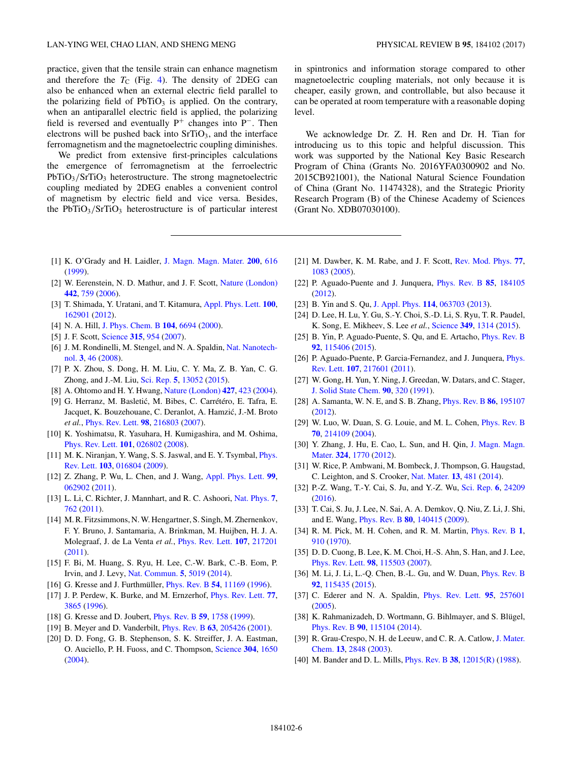practice, given that the tensile strain can enhance magnetism and therefore the $T_C$ (Fig. 4). The density of 2DEG can also be enhanced when an external electric field parallel to the polarizing field of $PbTiO_3$ is applied. On the contrary, when an antiparallel electric field is applied, the polarizing field is reversed and eventually $P^+$ changes into $P^-$. Then electrons will be pushed back into $SrTiO_3$, and the interface ferromagnetism and the magnetoelectric coupling diminishes.

We predict from extensive first-principles calculations the emergence of ferromagnetism at the ferroelectric $PbTiO_3/SrTiO_3$ heterostructure. The strong magnetoelectric coupling mediated by 2DEG enables a convenient control of magnetism by electric field and vice versa. Besides, the $PbTiO_3/SrTiO_3$ heterostructure is of particular interest in spintronics and information storage compared to other magnetoelectric coupling materials, not only because it is cheaper, easily grown, and controllable, but also because it can be operated at room temperature with a reasonable doping level.

We acknowledge Dr. Z. H. Ren and Dr. H. Tian for introducing us to this topic and helpful discussion. This work was supported by the National Key Basic Research Program of China (Grants No. 2016YFA0300902 and No. 2015CB921001), the National Natural Science Foundation of China (Grant No. 11474328), and the Strategic Priority Research Program (B) of the Chinese Academy of Sciences (Grant No. XDB07030100).

---

[1] K. O'Grady and H. Laidler, J. Magn. Magn. Mater. **200**, 616 (1999).

[2] W. Eerenstein, N. D. Mathur, and J. F. Scott, Nature (London) **442**, 759 (2006).

[3] T. Shimada, Y. Uratani, and T. Kitamura, Appl. Phys. Lett. **100**, 162901 (2012).

[4] N. A. Hill, J. Phys. Chem. B **104**, 6694 (2000).

[5] J. F. Scott, Science **315**, 954 (2007).

[6] J. M. Rondinelli, M. Stengel, and N. A. Spaldin, Nat. Nanotechnol. **3**, 46 (2008).

[7] P. X. Zhou, S. Dong, H. M. Liu, C. Y. Ma, Z. B. Yan, C. G. Zhong, and J.-M. Liu, Sci. Rep. **5**, 13052 (2015).

[8] A. Ohtomo and H. Y. Hwang, Nature (London) **427**, 423 (2004).

[9] G. Herranz, M. Basletić, M. Bibes, C. Carrétéro, E. Tafra, E. Jacquet, K. Bouzehouane, C. Deranlot, A. Hamzić, J.-M. Broto *et al.*, Phys. Rev. Lett. **98**, 216803 (2007).

[10] K. Yoshimatsu, R. Yasuhara, H. Kumigashira, and M. Oshima, Phys. Rev. Lett. **101**, 026802 (2008).

[11] M. K. Niranjan, Y. Wang, S. S. Jaswal, and E. Y. Tsymbal, Phys. Rev. Lett. **103**, 016804 (2009).

[12] Z. Zhang, P. Wu, L. Chen, and J. Wang, Appl. Phys. Lett. **99**, 062902 (2011).

[13] L. Li, C. Richter, J. Mannhart, and R. C. Ashoori, Nat. Phys. **7**, 762 (2011).

[14] M. R. Fitzsimmons, N. W. Hengartner, S. Singh, M. Zhernenkov, F. Y. Bruno, J. Santamaria, A. Brinkman, M. Huijben, H. J. A. Molegraaf, J. de La Venta *et al.*, Phys. Rev. Lett. **107**, 217201 (2011).

[15] F. Bi, M. Huang, S. Ryu, H. Lee, C.-W. Bark, C.-B. Eom, P. Irvin, and J. Levy, Nat. Commun. **5**, 5019 (2014).

[16] G. Kresse and J. Furthmüller, Phys. Rev. B **54**, 11169 (1996).

[17] J. P. Perdew, K. Burke, and M. Ernzerhof, Phys. Rev. Lett. **77**, 3865 (1996).

[18] G. Kresse and D. Joubert, Phys. Rev. B **59**, 1758 (1999).

[19] B. Meyer and D. Vanderbilt, Phys. Rev. B **63**, 205426 (2001).

[20] D. D. Fong, G. B. Stephenson, S. K. Streiffer, J. A. Eastman, O. Auciello, P. H. Fuoss, and C. Thompson, Science **304**, 1650 (2004).

[21] M. Dawber, K. M. Rabe, and J. F. Scott, Rev. Mod. Phys. **77**, 1083 (2005).

[22] P. Aguado-Puente and J. Junquera, Phys. Rev. B **85**, 184105 (2012).

[23] B. Yin and S. Qu, J. Appl. Phys. **114**, 063703 (2013).

[24] D. Lee, H. Lu, Y. Gu, S.-Y. Choi, S.-D. Li, S. Ryu, T. R. Paudel, K. Song, E. Mikheev, S. Lee *et al.*, Science **349**, 1314 (2015).

[25] B. Yin, P. Aguado-Puente, S. Qu, and E. Artacho, Phys. Rev. B **92**, 115406 (2015).

[26] P. Aguado-Puente, P. Garcia-Fernandez, and J. Junquera, Phys. Rev. Lett. **107**, 217601 (2011).

[27] W. Gong, H. Yun, Y. Ning, J. Greedan, W. Datars, and C. Stager, J. Solid State Chem. **90**, 320 (1991).

[28] A. Samanta, W. N. E, and S. B. Zhang, Phys. Rev. B **86**, 195107 (2012).

[29] W. Luo, W. Duan, S. G. Louie, and M. L. Cohen, Phys. Rev. B **70**, 214109 (2004).

[30] Y. Zhang, J. Hu, E. Cao, L. Sun, and H. Qin, J. Magn. Magn. Mater. **324**, 1770 (2012).

[31] W. Rice, P. Ambwani, M. Bombeck, J. Thompson, G. Haugstad, C. Leighton, and S. Crooker, Nat. Mater. **13**, 481 (2014).

[32] P.-Z. Wang, T.-Y. Cai, S. Ju, and Y.-Z. Wu, Sci. Rep. **6**, 24209 (2016).

[33] T. Cai, S. Ju, J. Lee, N. Sai, A. A. Demkov, Q. Niu, Z. Li, J. Shi, and E. Wang, Phys. Rev. B **80**, 140415 (2009).

[34] R. M. Pick, M. H. Cohen, and R. M. Martin, Phys. Rev. B **1**, 910 (1970).

[35] D. D. Cuong, B. Lee, K. M. Choi, H.-S. Ahn, S. Han, and J. Lee, Phys. Rev. Lett. **98**, 115503 (2007).

[36] M. Li, J. Li, L.-Q. Chen, B.-L. Gu, and W. Duan, Phys. Rev. B **92**, 115435 (2015).

[37] C. Ederer and N. A. Spaldin, Phys. Rev. Lett. **95**, 257601 (2005).

[38] K. Rahmanizadeh, D. Wortmann, G. Bihlmayer, and S. Blügel, Phys. Rev. B **90**, 115104 (2014).

[39] R. Grau-Crespo, N. H. de Leeuw, and C. R. A. Catlow, J. Mater. Chem. **13**, 2848 (2003).

[40] M. Bander and D. L. Mills, Phys. Rev. B **38**, 12015(R) (1988).